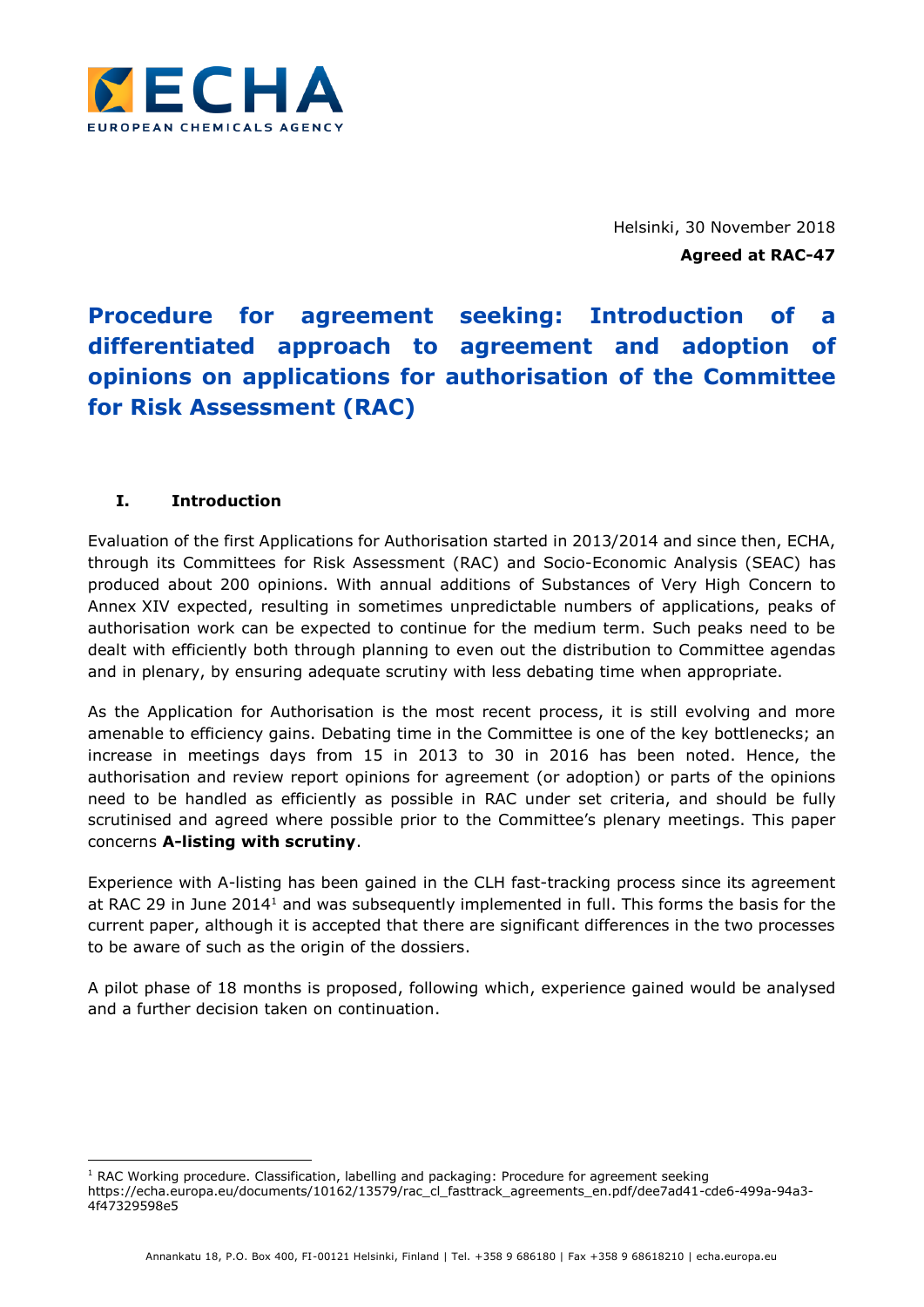Helsinki, 30 November 2018

**Agreed at RAC-47**

# Procedure for agreement seeking: Introduction of a differentiated approach to agreement and adoption of opinions on applications for authorisation of the Committee for Risk Assessment (RAC)

## I. Introduction

Evaluation of the first Applications for Authorisation started in 2013/2014 and since then, ECHA, through its Committees for Risk Assessment (RAC) and Socio-Economic Analysis (SEAC) has produced about 200 opinions. With annual additions of Substances of Very High Concern to Annex XIV expected, resulting in sometimes unpredictable numbers of applications, peaks of authorisation work can be expected to continue for the medium term. Such peaks need to be dealt with efficiently both through planning to even out the distribution to Committee agendas and in plenary, by ensuring adequate scrutiny with less debating time when appropriate.

As the Application for Authorisation is the most recent process, it is still evolving and more amenable to efficiency gains. Debating time in the Committee is one of the key bottlenecks; an increase in meetings days from 15 in 2013 to 30 in 2016 has been noted. Hence, the authorisation and review report opinions for agreement (or adoption) or parts of the opinions need to be handled as efficiently as possible in RAC under set criteria, and should be fully scrutinised and agreed where possible prior to the Committee's plenary meetings. This paper concerns **A-listing with scrutiny**.

Experience with A-listing has been gained in the CLH fast-tracking process since its agreement at RAC 29 in June 2014[1] and was subsequently implemented in full. This forms the basis for the current paper, although it is accepted that there are significant differences in the two processes to be aware of such as the origin of the dossiers.

A pilot phase of 18 months is proposed, following which, experience gained would be analysed and a further decision taken on continuation.

[1] RAC Working procedure. Classification, labelling and packaging: Procedure for agreement seeking https://echa.europa.eu/documents/10162/13579/rac_cl_fasttrack_agreements_en.pdf/dee7ad41-cde6-499a-94a3-4f47329598e5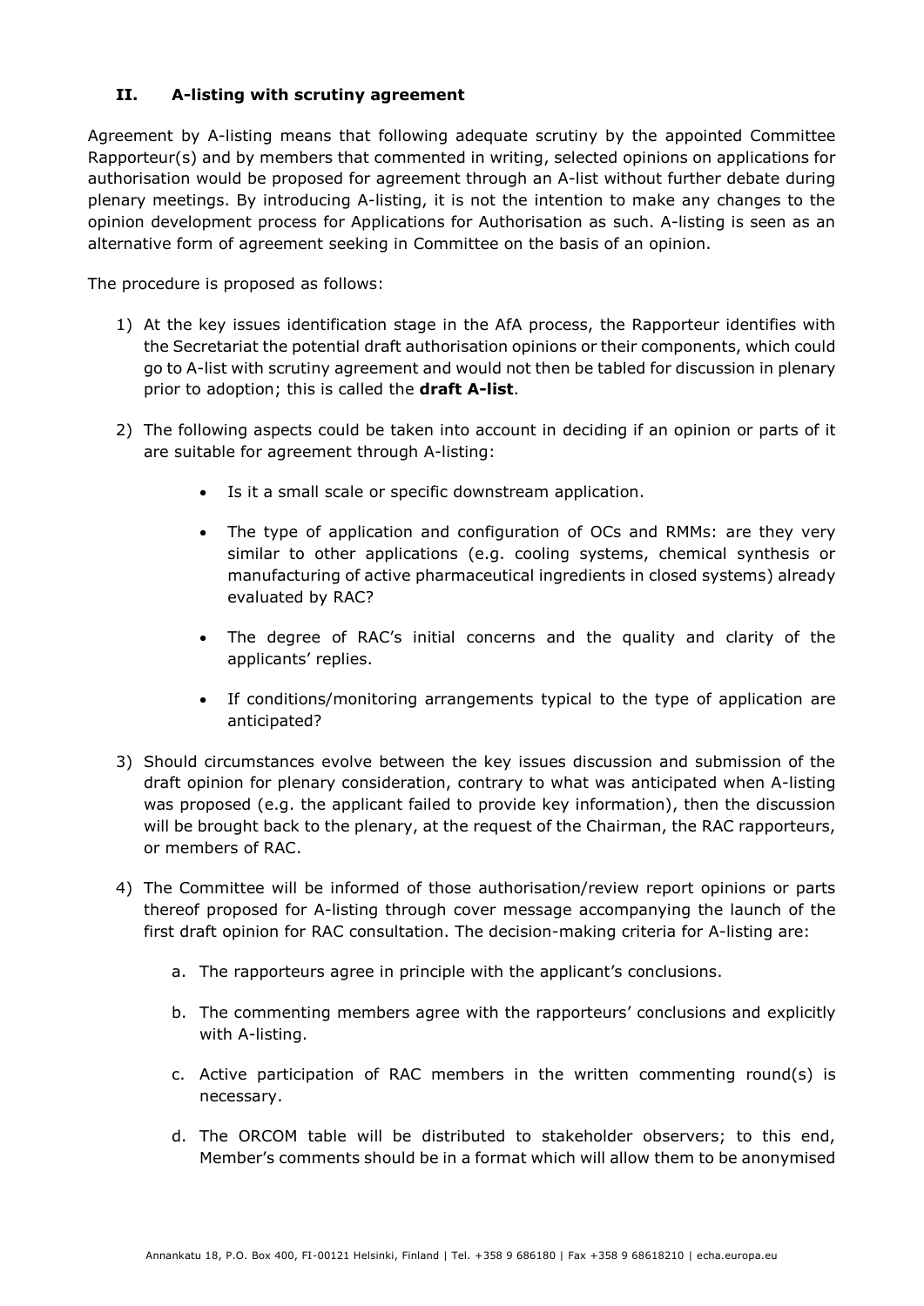## II. A-listing with scrutiny agreement

Agreement by A-listing means that following adequate scrutiny by the appointed Committee Rapporteur(s) and by members that commented in writing, selected opinions on applications for authorisation would be proposed for agreement through an A-list without further debate during plenary meetings. By introducing A-listing, it is not the intention to make any changes to the opinion development process for Applications for Authorisation as such. A-listing is seen as an alternative form of agreement seeking in Committee on the basis of an opinion.

The procedure is proposed as follows:

1) At the key issues identification stage in the AfA process, the Rapporteur identifies with the Secretariat the potential draft authorisation opinions or their components, which could go to A-list with scrutiny agreement and would not then be tabled for discussion in plenary prior to adoption; this is called the **draft A-list**.

2) The following aspects could be taken into account in deciding if an opinion or parts of it are suitable for agreement through A-listing:

    - Is it a small scale or specific downstream application.
    - The type of application and configuration of OCs and RMMs: are they very similar to other applications (e.g. cooling systems, chemical synthesis or manufacturing of active pharmaceutical ingredients in closed systems) already evaluated by RAC?
    - The degree of RAC's initial concerns and the quality and clarity of the applicants' replies.
    - If conditions/monitoring arrangements typical to the type of application are anticipated?

3) Should circumstances evolve between the key issues discussion and submission of the draft opinion for plenary consideration, contrary to what was anticipated when A-listing was proposed (e.g. the applicant failed to provide key information), then the discussion will be brought back to the plenary, at the request of the Chairman, the RAC rapporteurs, or members of RAC.

4) The Committee will be informed of those authorisation/review report opinions or parts thereof proposed for A-listing through cover message accompanying the launch of the first draft opinion for RAC consultation. The decision-making criteria for A-listing are:

    a. The rapporteurs agree in principle with the applicant's conclusions.

    b. The commenting members agree with the rapporteurs' conclusions and explicitly with A-listing.

    c. Active participation of RAC members in the written commenting round(s) is necessary.

    d. The ORCOM table will be distributed to stakeholder observers; to this end, Member's comments should be in a format which will allow them to be anonymised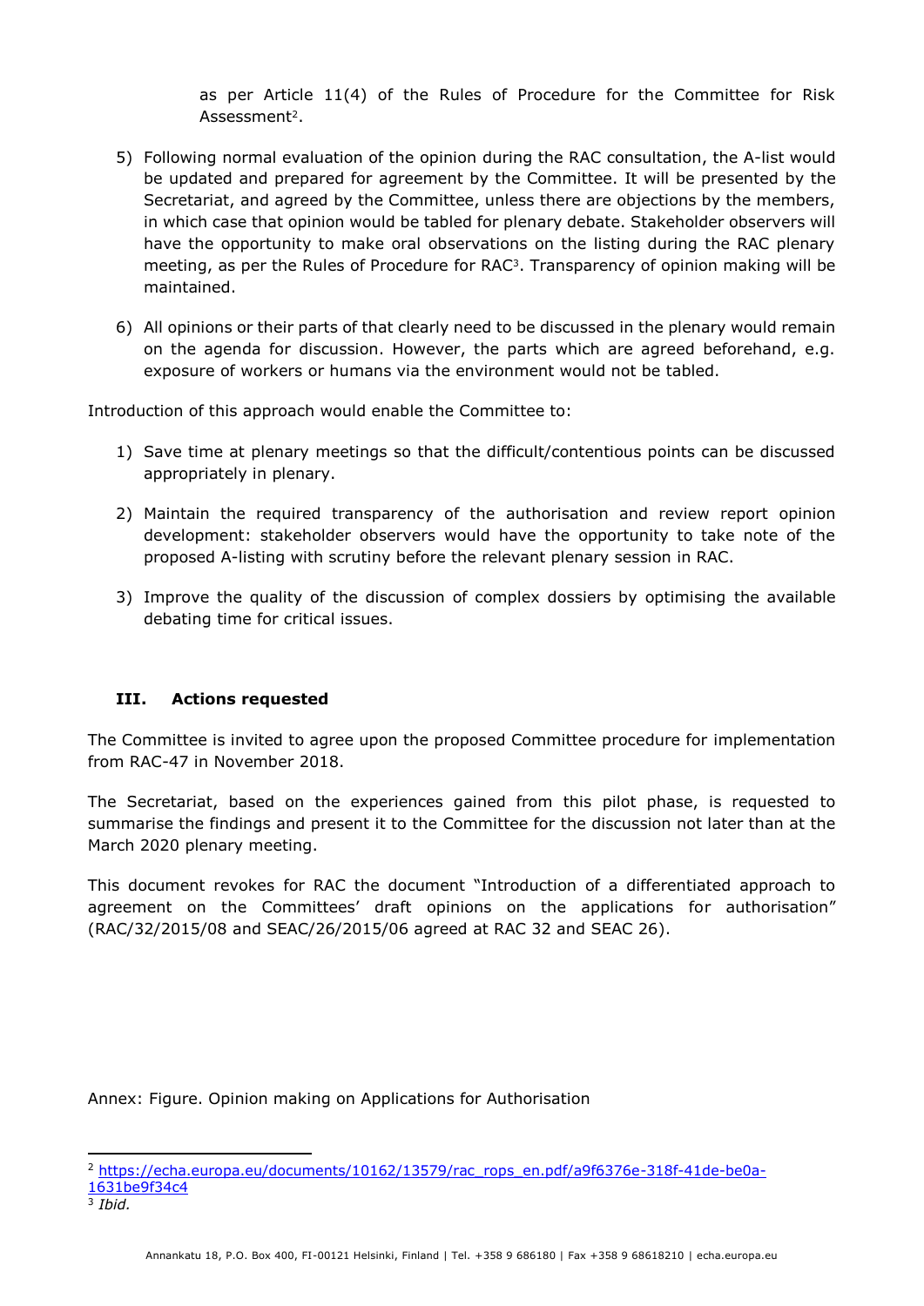as per Article 11(4) of the Rules of Procedure for the Committee for Risk Assessment[2].

5) Following normal evaluation of the opinion during the RAC consultation, the A-list would be updated and prepared for agreement by the Committee. It will be presented by the Secretariat, and agreed by the Committee, unless there are objections by the members, in which case that opinion would be tabled for plenary debate. Stakeholder observers will have the opportunity to make oral observations on the listing during the RAC plenary meeting, as per the Rules of Procedure for RAC[3]. Transparency of opinion making will be maintained.

6) All opinions or their parts of that clearly need to be discussed in the plenary would remain on the agenda for discussion. However, the parts which are agreed beforehand, e.g. exposure of workers or humans via the environment would not be tabled.

Introduction of this approach would enable the Committee to:

1) Save time at plenary meetings so that the difficult/contentious points can be discussed appropriately in plenary.

2) Maintain the required transparency of the authorisation and review report opinion development: stakeholder observers would have the opportunity to take note of the proposed A-listing with scrutiny before the relevant plenary session in RAC.

3) Improve the quality of the discussion of complex dossiers by optimising the available debating time for critical issues.

## III. Actions requested

The Committee is invited to agree upon the proposed Committee procedure for implementation from RAC-47 in November 2018.

The Secretariat, based on the experiences gained from this pilot phase, is requested to summarise the findings and present it to the Committee for the discussion not later than at the March 2020 plenary meeting.

This document revokes for RAC the document "Introduction of a differentiated approach to agreement on the Committees' draft opinions on the applications for authorisation" (RAC/32/2015/08 and SEAC/26/2015/06 agreed at RAC 32 and SEAC 26).

Annex: Figure. Opinion making on Applications for Authorisation

---

[2] https://echa.europa.eu/documents/10162/13579/rac_rops_en.pdf/a9f6376e-318f-41de-be0a-1631be9f34c4

[3] *Ibid.*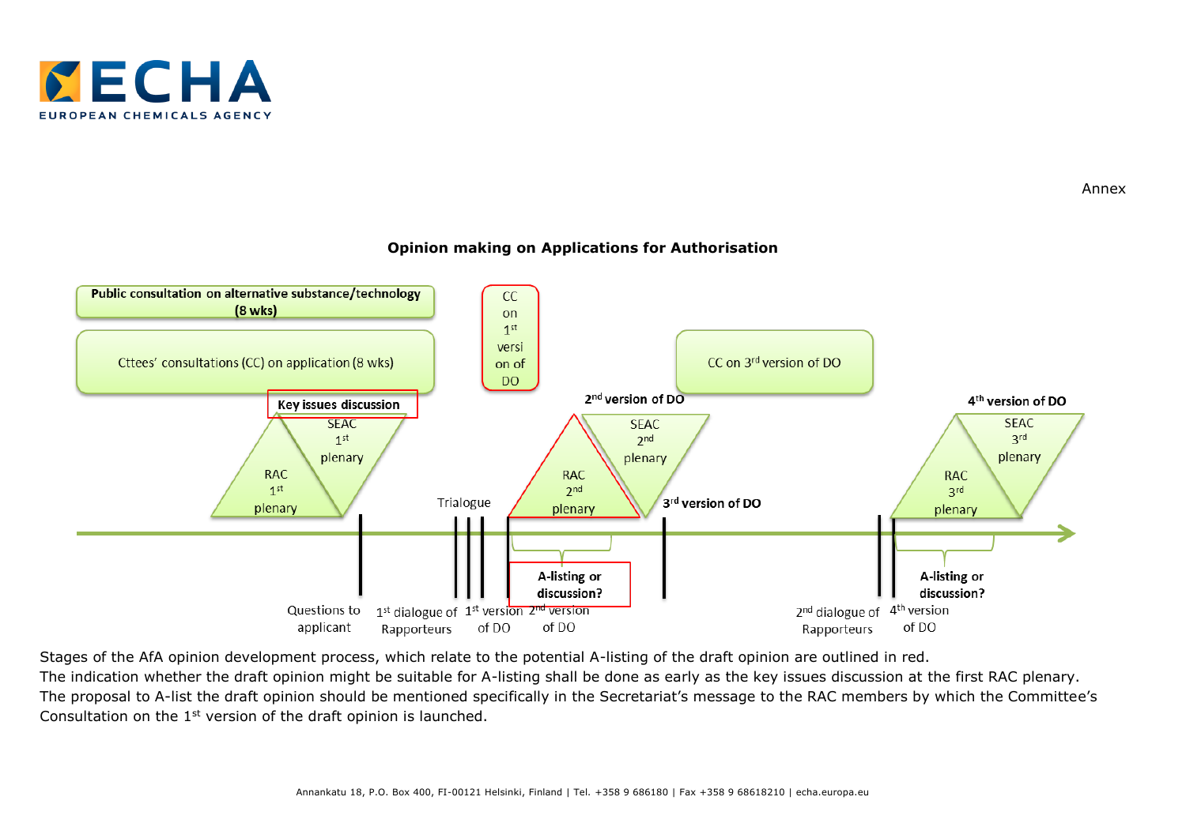Annex

**Opinion making on Applications for Authorisation**

**Public consultation on alternative substance/technology (8 wks)**

Cttees' consultations (CC) on application (8 wks)

**Key issues discussion**

RAC 1st plenary

SEAC 1st plenary

CC on 1st version of DO

Trialogue

RAC 2nd plenary

**2nd version of DO**

SEAC 2nd plenary

**3rd version of DO**

CC on 3rd version of DO

RAC 3rd plenary

**4th version of DO**

SEAC 3rd plenary

**A-listing or discussion?**

**A-listing or discussion?**

Questions to applicant

1st dialogue of Rapporteurs

1st version of DO

2nd version of DO

2nd dialogue of Rapporteurs

4th version of DO

Stages of the AfA opinion development process, which relate to the potential A-listing of the draft opinion are outlined in red.
The indication whether the draft opinion might be suitable for A-listing shall be done as early as the key issues discussion at the first RAC plenary.
The proposal to A-list the draft opinion should be mentioned specifically in the Secretariat's message to the RAC members by which the Committee's Consultation on the 1st version of the draft opinion is launched.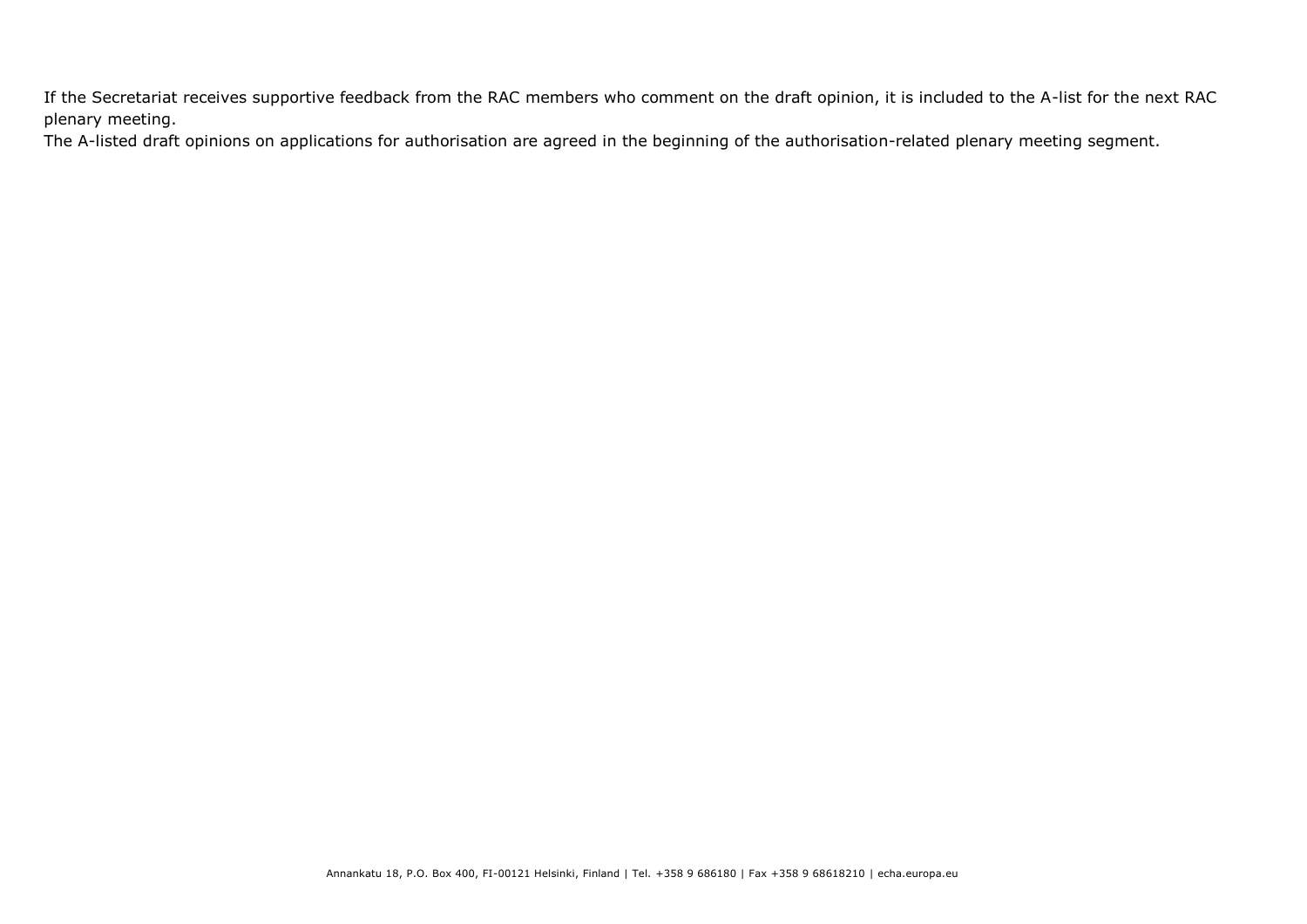If the Secretariat receives supportive feedback from the RAC members who comment on the draft opinion, it is included to the A-list for the next RAC plenary meeting.

The A-listed draft opinions on applications for authorisation are agreed in the beginning of the authorisation-related plenary meeting segment.